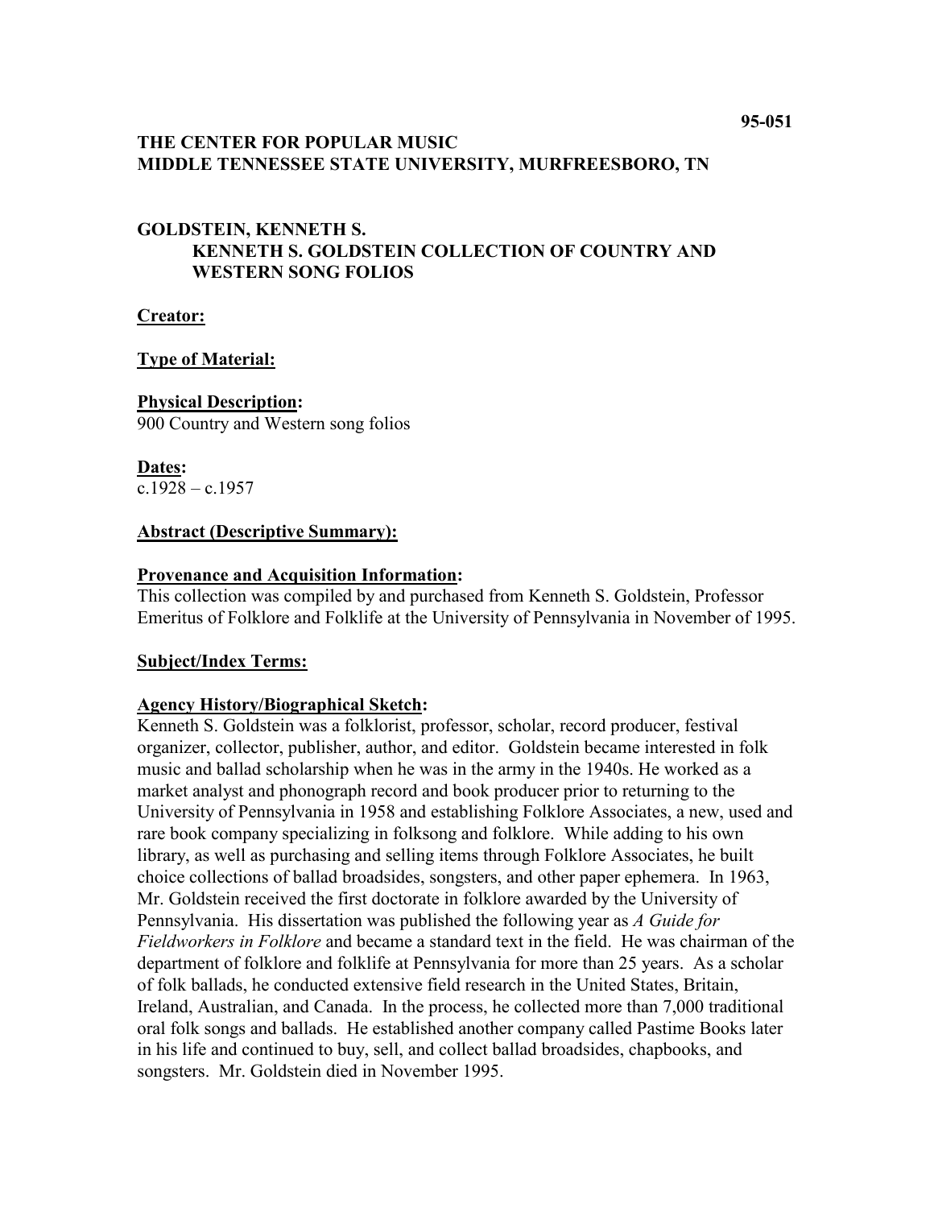95-051

**THE CENTER FOR POPULAR MUSIC**
**MIDDLE TENNESSEE STATE UNIVERSITY, MURFREESBORO, TN**

**GOLDSTEIN, KENNETH S.**
**KENNETH S. GOLDSTEIN COLLECTION OF COUNTRY AND WESTERN SONG FOLIOS**

**Creator:**

**Type of Material:**

**Physical Description:**
900 Country and Western song folios

**Dates:**
c.1928 – c.1957

**Abstract (Descriptive Summary):**

**Provenance and Acquisition Information:**
This collection was compiled by and purchased from Kenneth S. Goldstein, Professor Emeritus of Folklore and Folklife at the University of Pennsylvania in November of 1995.

**Subject/Index Terms:**

**Agency History/Biographical Sketch:**
Kenneth S. Goldstein was a folklorist, professor, scholar, record producer, festival organizer, collector, publisher, author, and editor. Goldstein became interested in folk music and ballad scholarship when he was in the army in the 1940s. He worked as a market analyst and phonograph record and book producer prior to returning to the University of Pennsylvania in 1958 and establishing Folklore Associates, a new, used and rare book company specializing in folksong and folklore. While adding to his own library, as well as purchasing and selling items through Folklore Associates, he built choice collections of ballad broadsides, songsters, and other paper ephemera. In 1963, Mr. Goldstein received the first doctorate in folklore awarded by the University of Pennsylvania. His dissertation was published the following year as *A Guide for Fieldworkers in Folklore* and became a standard text in the field. He was chairman of the department of folklore and folklife at Pennsylvania for more than 25 years. As a scholar of folk ballads, he conducted extensive field research in the United States, Britain, Ireland, Australian, and Canada. In the process, he collected more than 7,000 traditional oral folk songs and ballads. He established another company called Pastime Books later in his life and continued to buy, sell, and collect ballad broadsides, chapbooks, and songsters. Mr. Goldstein died in November 1995.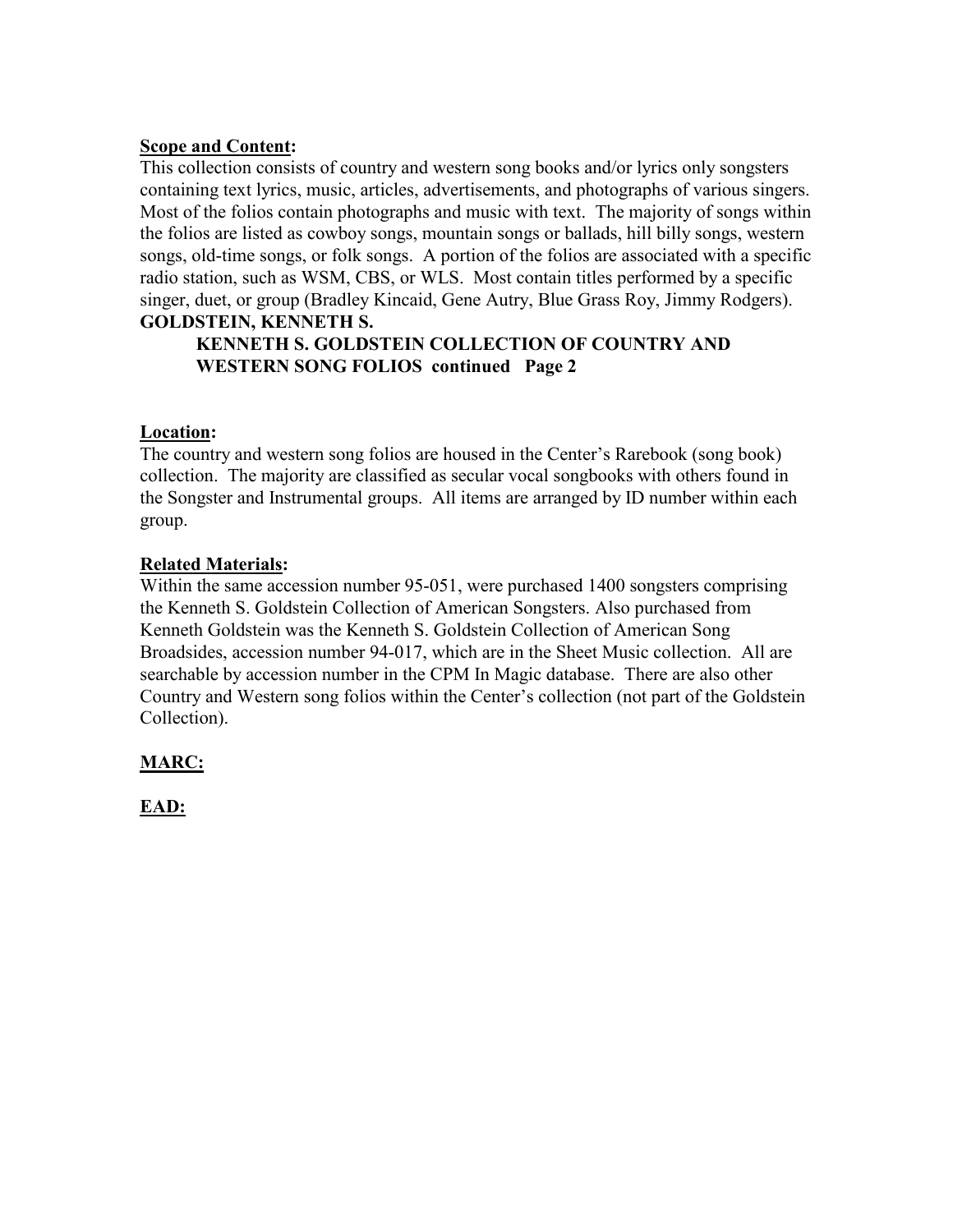**Scope and Content:**

This collection consists of country and western song books and/or lyrics only songsters containing text lyrics, music, articles, advertisements, and photographs of various singers. Most of the folios contain photographs and music with text. The majority of songs within the folios are listed as cowboy songs, mountain songs or ballads, hill billy songs, western songs, old-time songs, or folk songs. A portion of the folios are associated with a specific radio station, such as WSM, CBS, or WLS. Most contain titles performed by a specific singer, duet, or group (Bradley Kincaid, Gene Autry, Blue Grass Roy, Jimmy Rodgers).

**Location:**

The country and western song folios are housed in the Center's Rarebook (song book) collection. The majority are classified as secular vocal songbooks with others found in the Songster and Instrumental groups. All items are arranged by ID number within each group.

**Related Materials:**

Within the same accession number 95-051, were purchased 1400 songsters comprising the Kenneth S. Goldstein Collection of American Songsters. Also purchased from Kenneth Goldstein was the Kenneth S. Goldstein Collection of American Song Broadsides, accession number 94-017, which are in the Sheet Music collection. All are searchable by accession number in the CPM In Magic database. There are also other Country and Western song folios within the Center's collection (not part of the Goldstein Collection).

**MARC:**

**EAD:**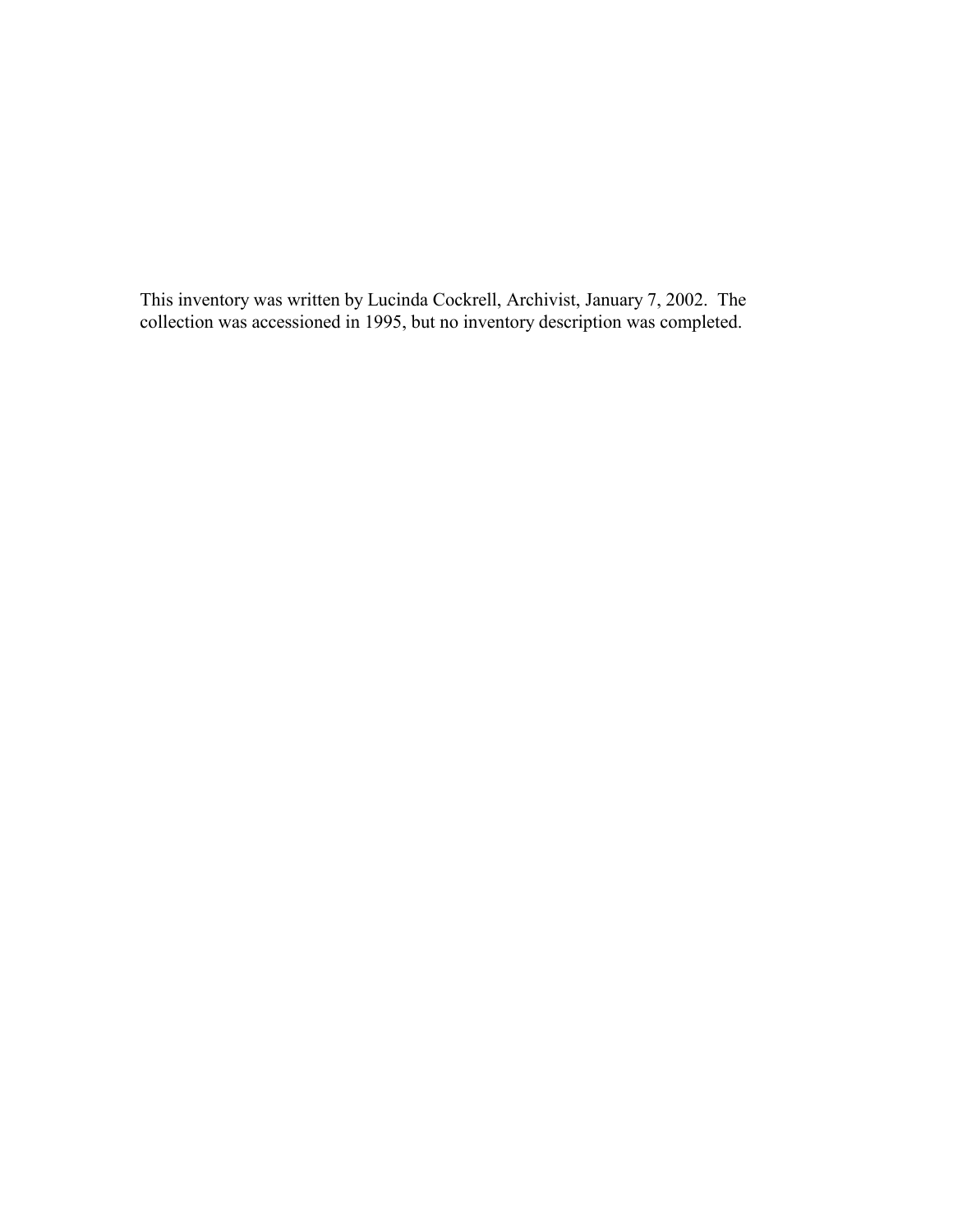This inventory was written by Lucinda Cockrell, Archivist, January 7, 2002. The collection was accessioned in 1995, but no inventory description was completed.